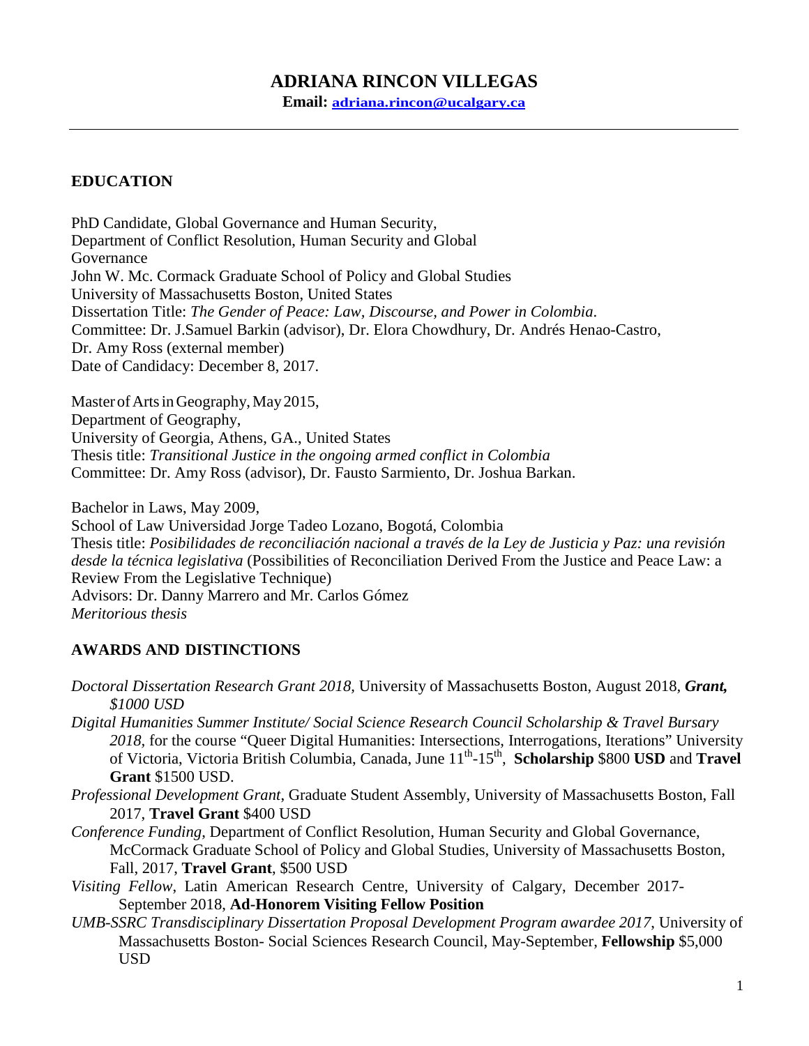# ADRIANA RINCON VILLEGAS

**Email: adriana.rincon@ucalgary.ca**

---

## EDUCATION

PhD Candidate, Global Governance and Human Security,
Department of Conflict Resolution, Human Security and Global Governance
John W. Mc. Cormack Graduate School of Policy and Global Studies
University of Massachusetts Boston, United States
Dissertation Title: *The Gender of Peace: Law, Discourse, and Power in Colombia*.
Committee: Dr. J.Samuel Barkin (advisor), Dr. Elora Chowdhury, Dr. Andrés Henao-Castro, Dr. Amy Ross (external member)
Date of Candidacy: December 8, 2017.

Master of Arts in Geography, May 2015,
Department of Geography,
University of Georgia, Athens, GA., United States
Thesis title: *Transitional Justice in the ongoing armed conflict in Colombia*
Committee: Dr. Amy Ross (advisor), Dr. Fausto Sarmiento, Dr. Joshua Barkan.

Bachelor in Laws, May 2009,
School of Law Universidad Jorge Tadeo Lozano, Bogotá, Colombia
Thesis title: *Posibilidades de reconciliación nacional a través de la Ley de Justicia y Paz: una revisión desde la técnica legislativa* (Possibilities of Reconciliation Derived From the Justice and Peace Law: a Review From the Legislative Technique)
Advisors: Dr. Danny Marrero and Mr. Carlos Gómez
*Meritorious thesis*

## AWARDS AND DISTINCTIONS

*Doctoral Dissertation Research Grant 2018*, University of Massachusetts Boston, August 2018, ***Grant,*** *$1000 USD*

*Digital Humanities Summer Institute/ Social Science Research Council Scholarship & Travel Bursary 2018*, for the course "Queer Digital Humanities: Intersections, Interrogations, Iterations" University of Victoria, Victoria British Columbia, Canada, June 11th-15th, **Scholarship** $800 **USD** and **Travel Grant** $1500 USD.

*Professional Development Grant*, Graduate Student Assembly, University of Massachusetts Boston, Fall 2017, **Travel Grant** $400 USD

*Conference Funding*, Department of Conflict Resolution, Human Security and Global Governance, McCormack Graduate School of Policy and Global Studies, University of Massachusetts Boston, Fall, 2017, **Travel Grant**, $500 USD

*Visiting Fellow*, Latin American Research Centre, University of Calgary, December 2017-September 2018, **Ad-Honorem Visiting Fellow Position**

*UMB-SSRC Transdisciplinary Dissertation Proposal Development Program awardee 2017*, University of Massachusetts Boston- Social Sciences Research Council, May-September, **Fellowship** $5,000 USD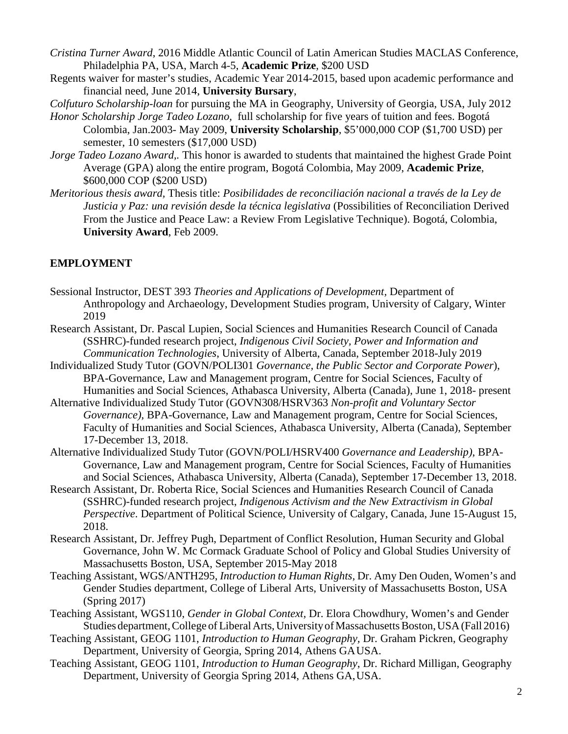*Cristina Turner Award*, 2016 Middle Atlantic Council of Latin American Studies MACLAS Conference, Philadelphia PA, USA, March 4-5, **Academic Prize**, $200 USD

Regents waiver for master's studies, Academic Year 2014-2015, based upon academic performance and financial need, June 2014, **University Bursary**,

*Colfuturo Scholarship-loan* for pursuing the MA in Geography, University of Georgia, USA, July 2012

*Honor Scholarship Jorge Tadeo Lozano*, full scholarship for five years of tuition and fees. Bogotá Colombia, Jan.2003- May 2009, **University Scholarship**, $5'000,000 COP ($1,700 USD) per semester, 10 semesters ($17,000 USD)

*Jorge Tadeo Lozano Award*,. This honor is awarded to students that maintained the highest Grade Point Average (GPA) along the entire program, Bogotá Colombia, May 2009, **Academic Prize**, $600,000 COP ($200 USD)

*Meritorious thesis award*, Thesis title: *Posibilidades de reconciliación nacional a través de la Ley de Justicia y Paz: una revisión desde la técnica legislativa* (Possibilities of Reconciliation Derived From the Justice and Peace Law: a Review From Legislative Technique). Bogotá, Colombia, **University Award**, Feb 2009.

## EMPLOYMENT

Sessional Instructor, DEST 393 *Theories and Applications of Development*, Department of Anthropology and Archaeology, Development Studies program, University of Calgary, Winter 2019

Research Assistant, Dr. Pascal Lupien, Social Sciences and Humanities Research Council of Canada (SSHRC)-funded research project, *Indigenous Civil Society, Power and Information and Communication Technologies*, University of Alberta, Canada, September 2018-July 2019

Individualized Study Tutor (GOVN/POLI301 *Governance, the Public Sector and Corporate Power*), BPA-Governance, Law and Management program, Centre for Social Sciences, Faculty of Humanities and Social Sciences, Athabasca University, Alberta (Canada), June 1, 2018- present

Alternative Individualized Study Tutor (GOVN308/HSRV363 *Non-profit and Voluntary Sector Governance)*, BPA-Governance, Law and Management program, Centre for Social Sciences, Faculty of Humanities and Social Sciences, Athabasca University, Alberta (Canada), September 17-December 13, 2018.

Alternative Individualized Study Tutor (GOVN/POLI/HSRV400 *Governance and Leadership)*, BPA-Governance, Law and Management program, Centre for Social Sciences, Faculty of Humanities and Social Sciences, Athabasca University, Alberta (Canada), September 17-December 13, 2018.

Research Assistant, Dr. Roberta Rice, Social Sciences and Humanities Research Council of Canada (SSHRC)-funded research project, *Indigenous Activism and the New Extractivism in Global Perspective*. Department of Political Science, University of Calgary, Canada, June 15-August 15, 2018.

Research Assistant, Dr. Jeffrey Pugh, Department of Conflict Resolution, Human Security and Global Governance, John W. Mc Cormack Graduate School of Policy and Global Studies University of Massachusetts Boston, USA, September 2015-May 2018

Teaching Assistant, WGS/ANTH295, *Introduction to Human Rights,* Dr. Amy Den Ouden, Women's and Gender Studies department, College of Liberal Arts, University of Massachusetts Boston, USA (Spring 2017)

Teaching Assistant, WGS110, *Gender in Global Context,* Dr. Elora Chowdhury, Women's and Gender Studies department, College of Liberal Arts, University of Massachusetts Boston, USA (Fall 2016)

Teaching Assistant, GEOG 1101, *Introduction to Human Geography*, Dr. Graham Pickren, Geography Department, University of Georgia, Spring 2014, Athens GA USA.

Teaching Assistant, GEOG 1101, *Introduction to Human Geography*, Dr. Richard Milligan, Geography Department, University of Georgia Spring 2014, Athens GA, USA.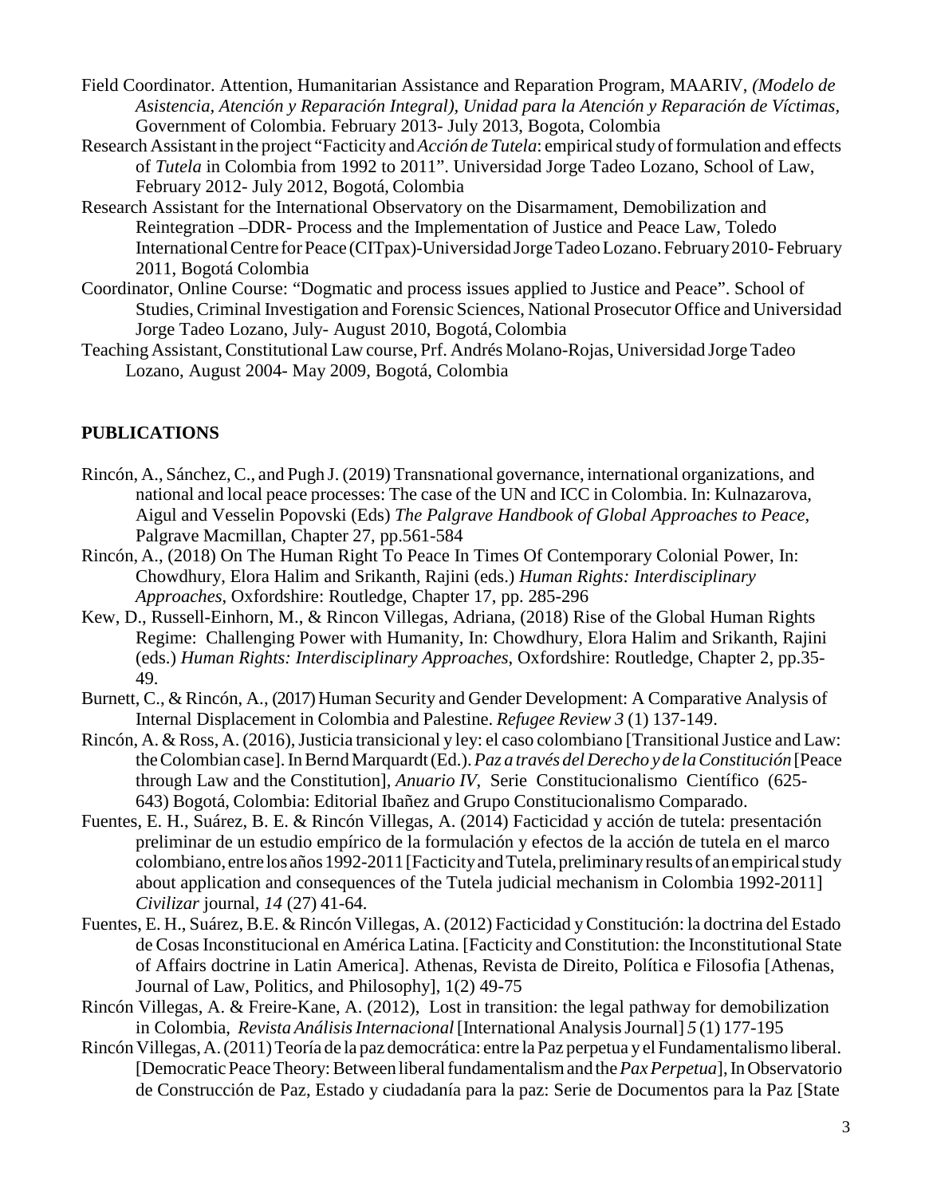Field Coordinator. Attention, Humanitarian Assistance and Reparation Program, MAARIV, *(Modelo de Asistencia, Atención y Reparación Integral), Unidad para la Atención y Reparación de Víctimas*, Government of Colombia. February 2013- July 2013, Bogota, Colombia

Research Assistant in the project "Facticity and *Acción de Tutela*: empirical study of formulation and effects of *Tutela* in Colombia from 1992 to 2011". Universidad Jorge Tadeo Lozano, School of Law, February 2012- July 2012, Bogotá, Colombia

Research Assistant for the International Observatory on the Disarmament, Demobilization and Reintegration –DDR- Process and the Implementation of Justice and Peace Law, Toledo International Centre for Peace (CITpax)-Universidad Jorge Tadeo Lozano. February 2010- February 2011, Bogotá Colombia

Coordinator, Online Course: "Dogmatic and process issues applied to Justice and Peace". School of Studies, Criminal Investigation and Forensic Sciences, National Prosecutor Office and Universidad Jorge Tadeo Lozano, July- August 2010, Bogotá, Colombia

Teaching Assistant, Constitutional Law course, Prf. Andrés Molano-Rojas, Universidad Jorge Tadeo Lozano, August 2004- May 2009, Bogotá, Colombia

## PUBLICATIONS

Rincón, A., Sánchez, C., and Pugh J. (2019) Transnational governance, international organizations, and national and local peace processes: The case of the UN and ICC in Colombia. In: Kulnazarova, Aigul and Vesselin Popovski (Eds) *The Palgrave Handbook of Global Approaches to Peace*, Palgrave Macmillan, Chapter 27, pp.561-584

Rincón, A., (2018) On The Human Right To Peace In Times Of Contemporary Colonial Power, In: Chowdhury, Elora Halim and Srikanth, Rajini (eds.) *Human Rights: Interdisciplinary Approaches*, Oxfordshire: Routledge, Chapter 17, pp. 285-296

Kew, D., Russell-Einhorn, M., & Rincon Villegas, Adriana, (2018) Rise of the Global Human Rights Regime: Challenging Power with Humanity, In: Chowdhury, Elora Halim and Srikanth, Rajini (eds.) *Human Rights: Interdisciplinary Approaches*, Oxfordshire: Routledge, Chapter 2, pp.35-49.

Burnett, C., & Rincón, A., (2017) Human Security and Gender Development: A Comparative Analysis of Internal Displacement in Colombia and Palestine. *Refugee Review 3* (1) 137-149.

Rincón, A. & Ross, A. (2016), Justicia transicional y ley: el caso colombiano [Transitional Justice and Law: the Colombian case]. In Bernd Marquardt (Ed.). *Paz a través del Derecho y de la Constitución* [Peace through Law and the Constitution], *Anuario IV*, Serie Constitucionalismo Científico (625-643) Bogotá, Colombia: Editorial Ibañez and Grupo Constitucionalismo Comparado.

Fuentes, E. H., Suárez, B. E. & Rincón Villegas, A. (2014) Facticidad y acción de tutela: presentación preliminar de un estudio empírico de la formulación y efectos de la acción de tutela en el marco colombiano, entre los años 1992-2011 [Facticity and Tutela, preliminary results of an empirical study about application and consequences of the Tutela judicial mechanism in Colombia 1992-2011] *Civilizar* journal, *14* (27) 41-64.

Fuentes, E. H., Suárez, B.E. & Rincón Villegas, A. (2012) Facticidad y Constitución: la doctrina del Estado de Cosas Inconstitucional en América Latina. [Facticity and Constitution: the Inconstitutional State of Affairs doctrine in Latin America]. Athenas, Revista de Direito, Política e Filosofia [Athenas, Journal of Law, Politics, and Philosophy], 1(2) 49-75

Rincón Villegas, A. & Freire-Kane, A. (2012), Lost in transition: the legal pathway for demobilization in Colombia, *Revista Análisis Internacional* [International Analysis Journal] *5* (1) 177-195

Rincón Villegas, A. (2011) Teoría de la paz democrática: entre la Paz perpetua y el Fundamentalismo liberal. [Democratic Peace Theory: Between liberal fundamentalism and the *Pax Perpetua*], In Observatorio de Construcción de Paz, Estado y ciudadanía para la paz: Serie de Documentos para la Paz [State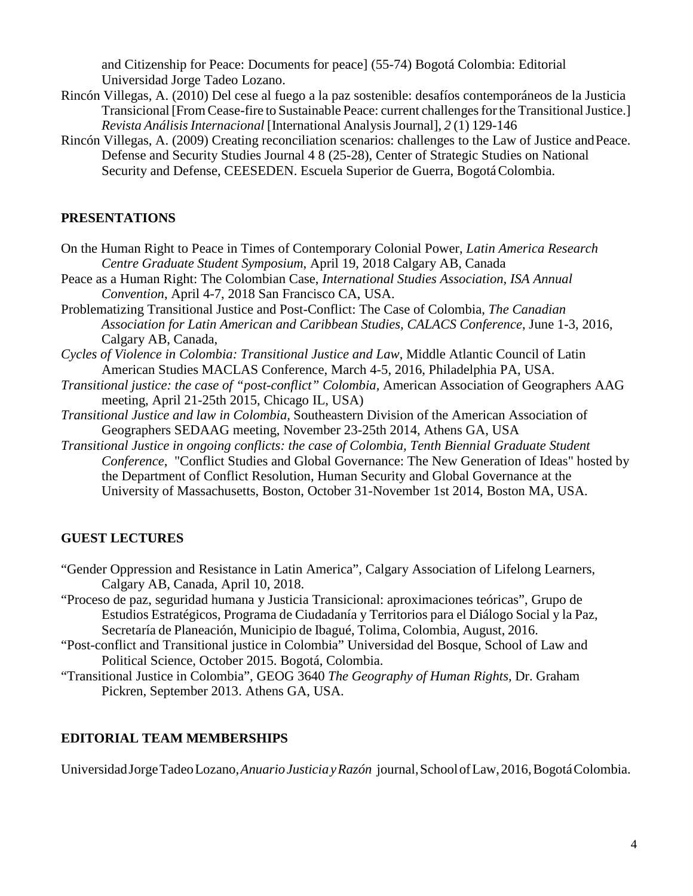and Citizenship for Peace: Documents for peace] (55-74) Bogotá Colombia: Editorial Universidad Jorge Tadeo Lozano.

Rincón Villegas, A. (2010) Del cese al fuego a la paz sostenible: desafíos contemporáneos de la Justicia Transicional [From Cease-fire to Sustainable Peace: current challenges for the Transitional Justice.] *Revista Análisis Internacional* [International Analysis Journal], *2* (1) 129-146

Rincón Villegas, A. (2009) Creating reconciliation scenarios: challenges to the Law of Justice and Peace. Defense and Security Studies Journal 4 8 (25-28), Center of Strategic Studies on National Security and Defense, CEESEDEN. Escuela Superior de Guerra, Bogotá Colombia.

## PRESENTATIONS

On the Human Right to Peace in Times of Contemporary Colonial Power, *Latin America Research Centre Graduate Student Symposium*, April 19, 2018 Calgary AB, Canada

Peace as a Human Right: The Colombian Case, *International Studies Association*, *ISA Annual Convention*, April 4-7, 2018 San Francisco CA, USA.

Problematizing Transitional Justice and Post-Conflict: The Case of Colombia, *The Canadian Association for Latin American and Caribbean Studies, CALACS Conference*, June 1-3, 2016, Calgary AB, Canada,

*Cycles of Violence in Colombia: Transitional Justice and Law*, Middle Atlantic Council of Latin American Studies MACLAS Conference, March 4-5, 2016, Philadelphia PA, USA.

*Transitional justice: the case of "post-conflict" Colombia,* American Association of Geographers AAG meeting, April 21-25th 2015, Chicago IL, USA)

*Transitional Justice and law in Colombia,* Southeastern Division of the American Association of Geographers SEDAAG meeting, November 23-25th 2014, Athens GA, USA

*Transitional Justice in ongoing conflicts: the case of Colombia, Tenth Biennial Graduate Student Conference*, "Conflict Studies and Global Governance: The New Generation of Ideas" hosted by the Department of Conflict Resolution, Human Security and Global Governance at the University of Massachusetts, Boston, October 31-November 1st 2014, Boston MA, USA.

## GUEST LECTURES

"Gender Oppression and Resistance in Latin America", Calgary Association of Lifelong Learners, Calgary AB, Canada, April 10, 2018.

"Proceso de paz, seguridad humana y Justicia Transicional: aproximaciones teóricas", Grupo de Estudios Estratégicos, Programa de Ciudadanía y Territorios para el Diálogo Social y la Paz, Secretaría de Planeación, Municipio de Ibagué, Tolima, Colombia, August, 2016.

"Post-conflict and Transitional justice in Colombia" Universidad del Bosque, School of Law and Political Science, October 2015. Bogotá, Colombia.

"Transitional Justice in Colombia", GEOG 3640 *The Geography of Human Rights*, Dr. Graham Pickren, September 2013. Athens GA, USA.

## EDITORIAL TEAM MEMBERSHIPS

Universidad Jorge Tadeo Lozano, *Anuario Justicia y Razón* journal, School of Law, 2016, Bogotá Colombia.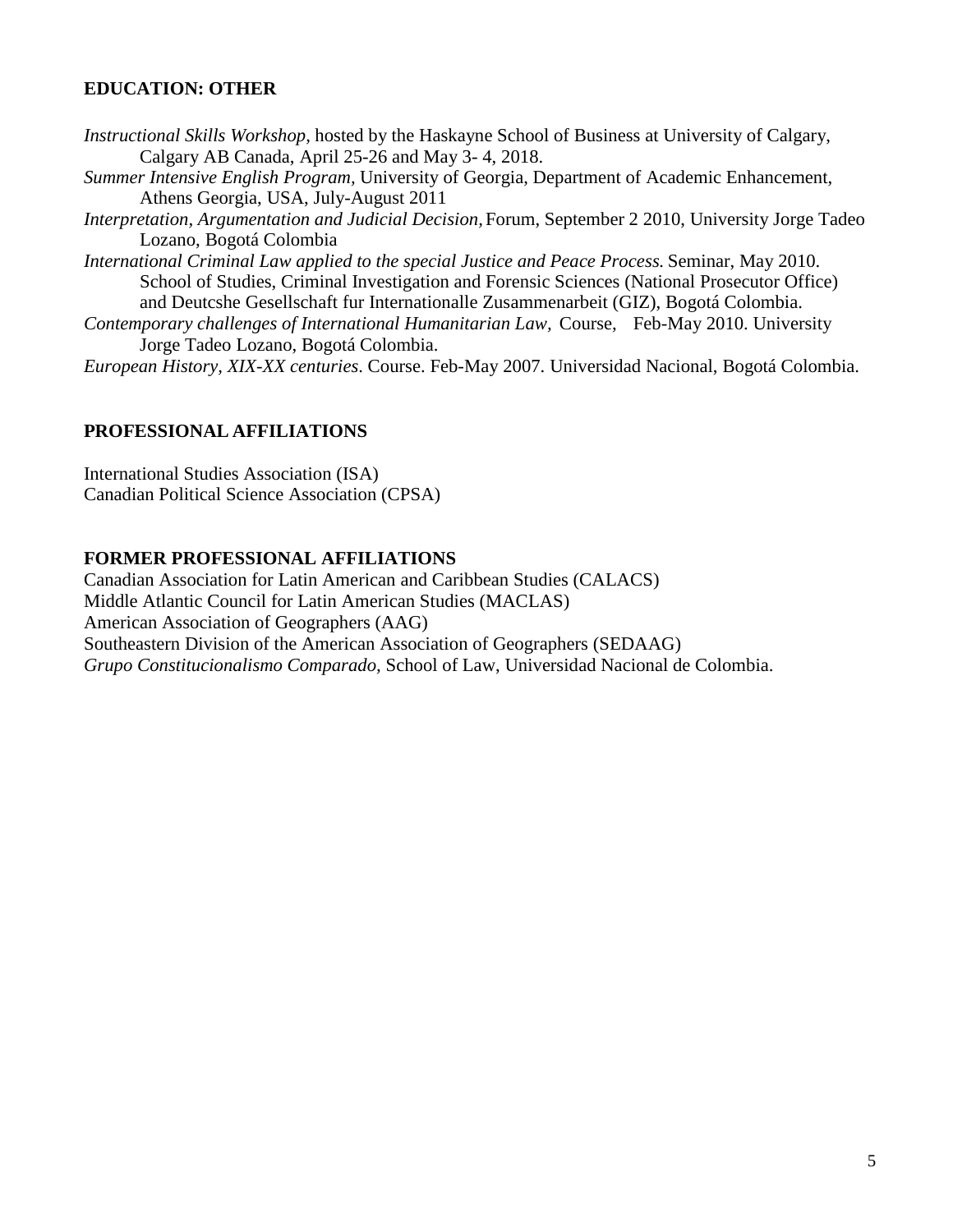## EDUCATION: OTHER

*Instructional Skills Workshop,* hosted by the Haskayne School of Business at University of Calgary, Calgary AB Canada, April 25-26 and May 3- 4, 2018.

*Summer Intensive English Program,* University of Georgia, Department of Academic Enhancement, Athens Georgia, USA, July-August 2011

*Interpretation, Argumentation and Judicial Decision,* Forum, September 2 2010, University Jorge Tadeo Lozano, Bogotá Colombia

*International Criminal Law applied to the special Justice and Peace Process.* Seminar, May 2010. School of Studies, Criminal Investigation and Forensic Sciences (National Prosecutor Office) and Deutcshe Gesellschaft fur Internationalle Zusammenarbeit (GIZ), Bogotá Colombia.

*Contemporary challenges of International Humanitarian Law,* Course, Feb-May 2010. University Jorge Tadeo Lozano, Bogotá Colombia.

*European History, XIX-XX centuries*. Course. Feb-May 2007. Universidad Nacional, Bogotá Colombia.

## PROFESSIONAL AFFILIATIONS

International Studies Association (ISA)
Canadian Political Science Association (CPSA)

## FORMER PROFESSIONAL AFFILIATIONS

Canadian Association for Latin American and Caribbean Studies (CALACS)
Middle Atlantic Council for Latin American Studies (MACLAS)
American Association of Geographers (AAG)
Southeastern Division of the American Association of Geographers (SEDAAG)
*Grupo Constitucionalismo Comparado,* School of Law, Universidad Nacional de Colombia.